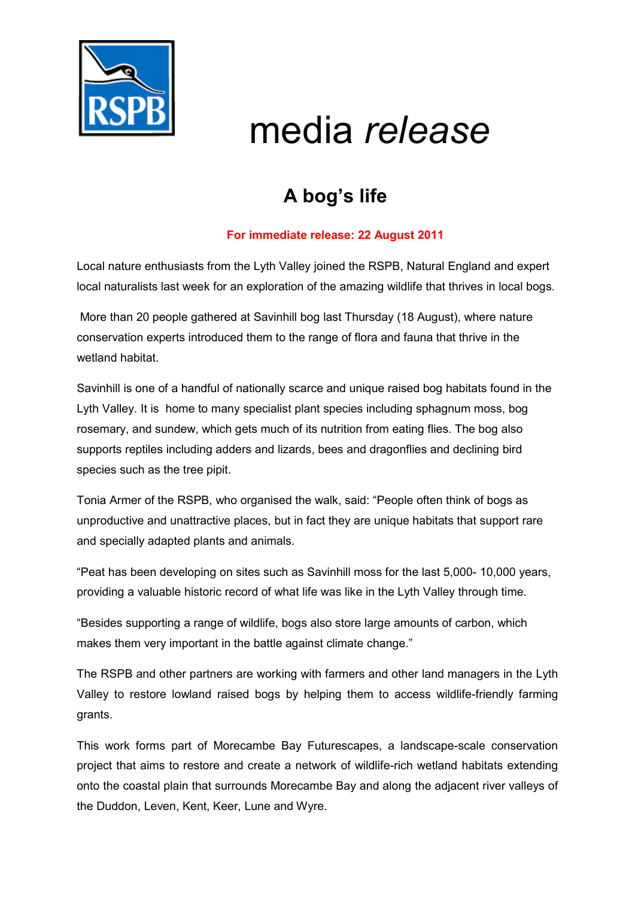RSPB

# media *release*

## A bog's life

**For immediate release: 22 August 2011**

Local nature enthusiasts from the Lyth Valley joined the RSPB, Natural England and expert local naturalists last week for an exploration of the amazing wildlife that thrives in local bogs.

More than 20 people gathered at Savinhill bog last Thursday (18 August), where nature conservation experts introduced them to the range of flora and fauna that thrive in the wetland habitat.

Savinhill is one of a handful of nationally scarce and unique raised bog habitats found in the Lyth Valley. It is home to many specialist plant species including sphagnum moss, bog rosemary, and sundew, which gets much of its nutrition from eating flies. The bog also supports reptiles including adders and lizards, bees and dragonflies and declining bird species such as the tree pipit.

Tonia Armer of the RSPB, who organised the walk, said: "People often think of bogs as unproductive and unattractive places, but in fact they are unique habitats that support rare and specially adapted plants and animals.

"Peat has been developing on sites such as Savinhill moss for the last 5,000- 10,000 years, providing a valuable historic record of what life was like in the Lyth Valley through time.

"Besides supporting a range of wildlife, bogs also store large amounts of carbon, which makes them very important in the battle against climate change."

The RSPB and other partners are working with farmers and other land managers in the Lyth Valley to restore lowland raised bogs by helping them to access wildlife-friendly farming grants.

This work forms part of Morecambe Bay Futurescapes, a landscape-scale conservation project that aims to restore and create a network of wildlife-rich wetland habitats extending onto the coastal plain that surrounds Morecambe Bay and along the adjacent river valleys of the Duddon, Leven, Kent, Keer, Lune and Wyre.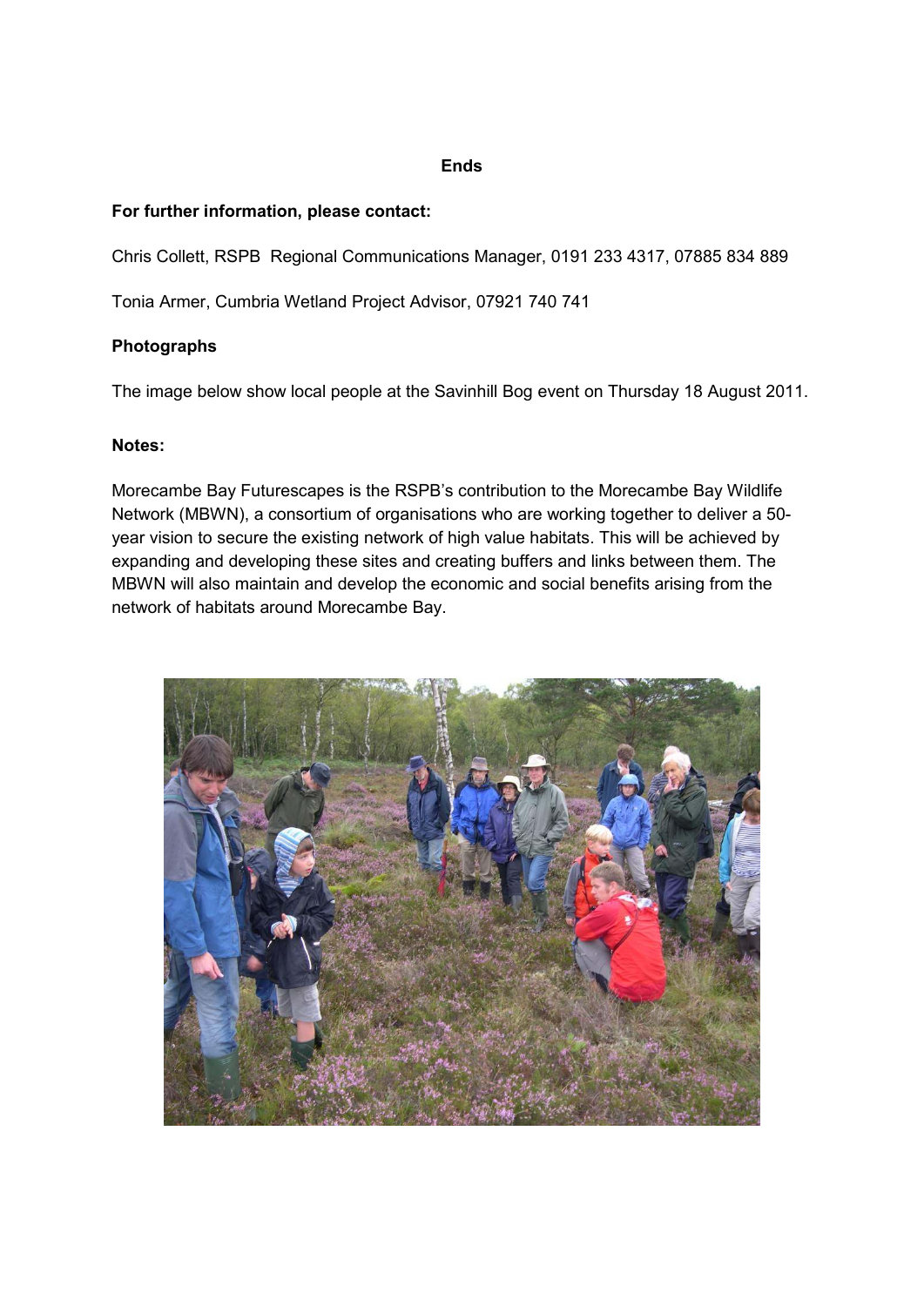**Ends**

**For further information, please contact:**

Chris Collett, RSPB Regional Communications Manager, 0191 233 4317, 07885 834 889

Tonia Armer, Cumbria Wetland Project Advisor, 07921 740 741

**Photographs**

The image below show local people at the Savinhill Bog event on Thursday 18 August 2011.

**Notes:**

Morecambe Bay Futurescapes is the RSPB's contribution to the Morecambe Bay Wildlife Network (MBWN), a consortium of organisations who are working together to deliver a 50-year vision to secure the existing network of high value habitats. This will be achieved by expanding and developing these sites and creating buffers and links between them. The MBWN will also maintain and develop the economic and social benefits arising from the network of habitats around Morecambe Bay.